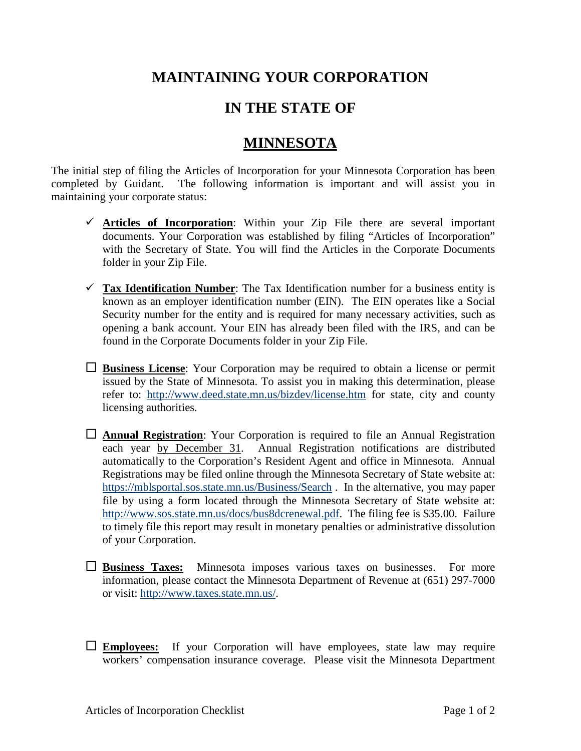# MAINTAINING YOUR CORPORATION

# IN THE STATE OF

# MINNESOTA

The initial step of filing the Articles of Incorporation for your Minnesota Corporation has been completed by Guidant. The following information is important and will assist you in maintaining your corporate status:

- ✓ **Articles of Incorporation**: Within your Zip File there are several important documents. Your Corporation was established by filing "Articles of Incorporation" with the Secretary of State. You will find the Articles in the Corporate Documents folder in your Zip File.

- ✓ **Tax Identification Number**: The Tax Identification number for a business entity is known as an employer identification number (EIN). The EIN operates like a Social Security number for the entity and is required for many necessary activities, such as opening a bank account. Your EIN has already been filed with the IRS, and can be found in the Corporate Documents folder in your Zip File.

- ☐ **Business License**: Your Corporation may be required to obtain a license or permit issued by the State of Minnesota. To assist you in making this determination, please refer to: http://www.deed.state.mn.us/bizdev/license.htm for state, city and county licensing authorities.

- ☐ **Annual Registration**: Your Corporation is required to file an Annual Registration each year by December 31. Annual Registration notifications are distributed automatically to the Corporation's Resident Agent and office in Minnesota. Annual Registrations may be filed online through the Minnesota Secretary of State website at: https://mblsportal.sos.state.mn.us/Business/Search . In the alternative, you may paper file by using a form located through the Minnesota Secretary of State website at: http://www.sos.state.mn.us/docs/bus8dcrenewal.pdf. The filing fee is $35.00. Failure to timely file this report may result in monetary penalties or administrative dissolution of your Corporation.

- ☐ **Business Taxes:** Minnesota imposes various taxes on businesses. For more information, please contact the Minnesota Department of Revenue at (651) 297-7000 or visit: http://www.taxes.state.mn.us/.

- ☐ **Employees:** If your Corporation will have employees, state law may require workers' compensation insurance coverage. Please visit the Minnesota Department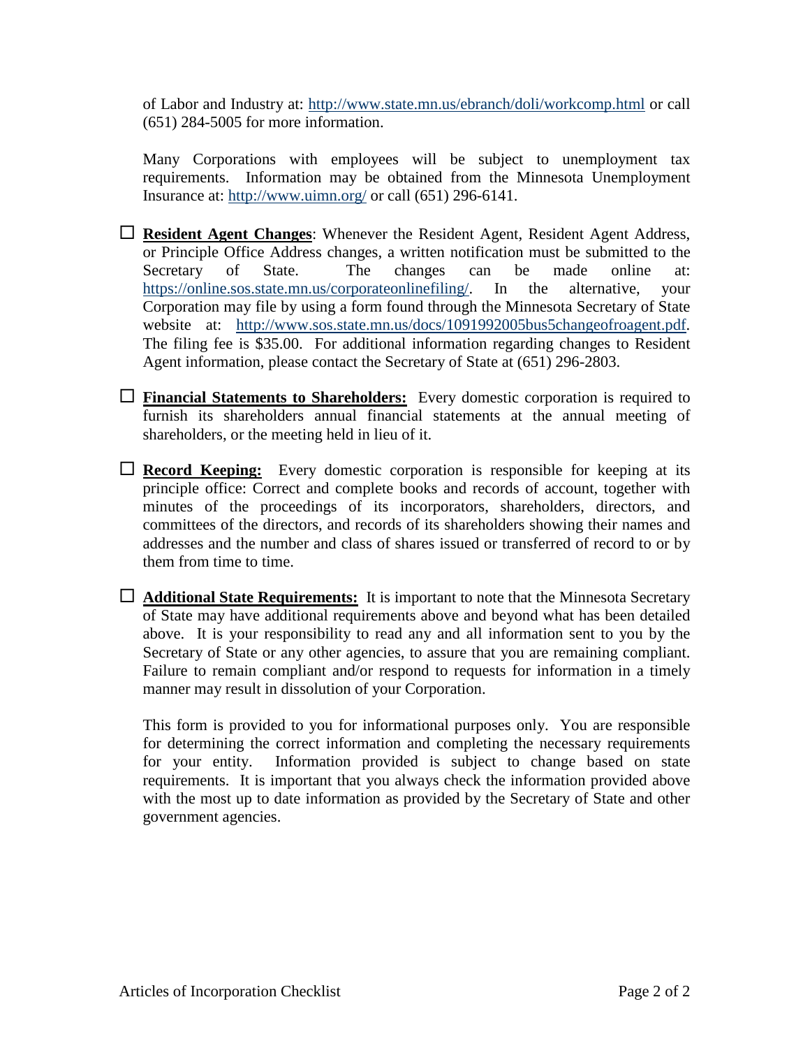of Labor and Industry at: http://www.state.mn.us/ebranch/doli/workcomp.html or call (651) 284-5005 for more information.

Many Corporations with employees will be subject to unemployment tax requirements. Information may be obtained from the Minnesota Unemployment Insurance at: http://www.uimn.org/ or call (651) 296-6141.

- ☐ **Resident Agent Changes**: Whenever the Resident Agent, Resident Agent Address, or Principle Office Address changes, a written notification must be submitted to the Secretary of State. The changes can be made online at: https://online.sos.state.mn.us/corporateonlinefiling/. In the alternative, your Corporation may file by using a form found through the Minnesota Secretary of State website at: http://www.sos.state.mn.us/docs/1091992005bus5changeofroagent.pdf. The filing fee is $35.00. For additional information regarding changes to Resident Agent information, please contact the Secretary of State at (651) 296-2803.

- ☐ **Financial Statements to Shareholders:** Every domestic corporation is required to furnish its shareholders annual financial statements at the annual meeting of shareholders, or the meeting held in lieu of it.

- ☐ **Record Keeping:** Every domestic corporation is responsible for keeping at its principle office: Correct and complete books and records of account, together with minutes of the proceedings of its incorporators, shareholders, directors, and committees of the directors, and records of its shareholders showing their names and addresses and the number and class of shares issued or transferred of record to or by them from time to time.

- ☐ **Additional State Requirements:** It is important to note that the Minnesota Secretary of State may have additional requirements above and beyond what has been detailed above. It is your responsibility to read any and all information sent to you by the Secretary of State or any other agencies, to assure that you are remaining compliant. Failure to remain compliant and/or respond to requests for information in a timely manner may result in dissolution of your Corporation.

This form is provided to you for informational purposes only. You are responsible for determining the correct information and completing the necessary requirements for your entity. Information provided is subject to change based on state requirements. It is important that you always check the information provided above with the most up to date information as provided by the Secretary of State and other government agencies.